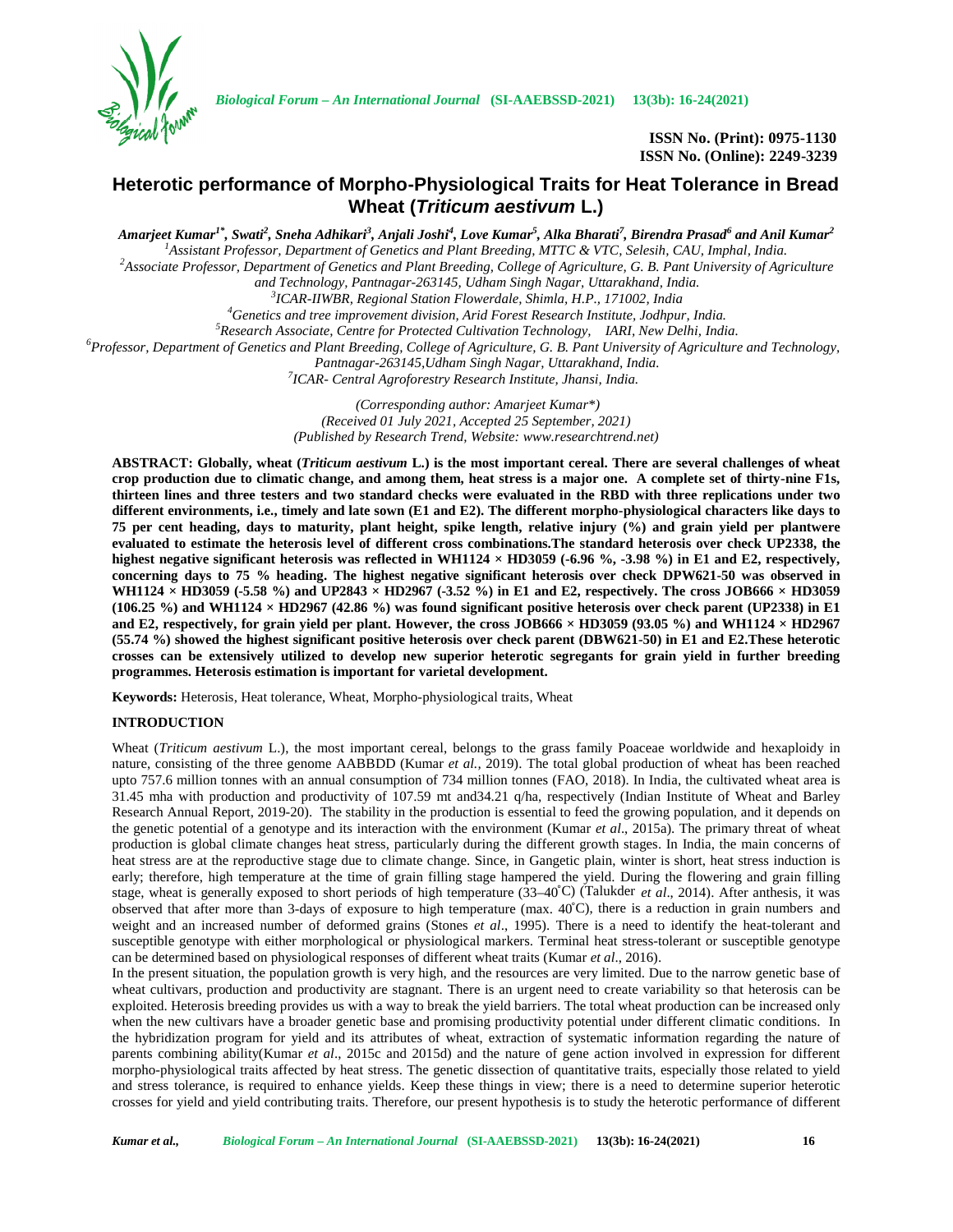ISSN No. (Print): 0975-1130
ISSN No. (Online): 2249-3239

# Heterotic performance of Morpho-Physiological Traits for Heat Tolerance in Bread Wheat (*Triticum aestivum* L.)

*Amarjeet Kumar[1*], Swati[2], Sneha Adhikari[3], Anjali Joshi[4], Love Kumar[5], Alka Bharati[7], Birendra Prasad[6] and Anil Kumar[2]*

[1]Assistant Professor, Department of Genetics and Plant Breeding, MTTC & VTC, Selesih, CAU, Imphal, India.
[2]Associate Professor, Department of Genetics and Plant Breeding, College of Agriculture, G. B. Pant University of Agriculture and Technology, Pantnagar-263145, Udham Singh Nagar, Uttarakhand, India.
[3]ICAR-IIWBR, Regional Station Flowerdale, Shimla, H.P., 171002, India
[4]Genetics and tree improvement division, Arid Forest Research Institute, Jodhpur, India.
[5]Research Associate, Centre for Protected Cultivation Technology, IARI, New Delhi, India.
[6]Professor, Department of Genetics and Plant Breeding, College of Agriculture, G. B. Pant University of Agriculture and Technology, Pantnagar-263145,Udham Singh Nagar, Uttarakhand, India.
[7]ICAR- Central Agroforestry Research Institute, Jhansi, India.

*(Corresponding author: Amarjeet Kumar\*)*
*(Received 01 July 2021, Accepted 25 September, 2021)*
*(Published by Research Trend, Website: www.researchtrend.net)*

**ABSTRACT: Globally, wheat (*Triticum aestivum* L.) is the most important cereal. There are several challenges of wheat crop production due to climatic change, and among them, heat stress is a major one. A complete set of thirty-nine F1s, thirteen lines and three testers and two standard checks were evaluated in the RBD with three replications under two different environments, i.e., timely and late sown (E1 and E2). The different morpho-physiological characters like days to 75 per cent heading, days to maturity, plant height, spike length, relative injury (%) and grain yield per plantwere evaluated to estimate the heterosis level of different cross combinations.The standard heterosis over check UP2338, the highest negative significant heterosis was reflected in WH1124 × HD3059 (-6.96 %, -3.98 %) in E1 and E2, respectively, concerning days to 75 % heading. The highest negative significant heterosis over check DPW621-50 was observed in WH1124 × HD3059 (-5.58 %) and UP2843 × HD2967 (-3.52 %) in E1 and E2, respectively. The cross JOB666 × HD3059 (106.25 %) and WH1124 × HD2967 (42.86 %) was found significant positive heterosis over check parent (UP2338) in E1 and E2, respectively, for grain yield per plant. However, the cross JOB666 × HD3059 (93.05 %) and WH1124 × HD2967 (55.74 %) showed the highest significant positive heterosis over check parent (DBW621-50) in E1 and E2.These heterotic crosses can be extensively utilized to develop new superior heterotic segregants for grain yield in further breeding programmes. Heterosis estimation is important for varietal development.**

**Keywords:** Heterosis, Heat tolerance, Wheat, Morpho-physiological traits, Wheat

## INTRODUCTION

Wheat (*Triticum aestivum* L.), the most important cereal, belongs to the grass family Poaceae worldwide and hexaploidy in nature, consisting of the three genome AABBDD (Kumar *et al.,* 2019). The total global production of wheat has been reached upto 757.6 million tonnes with an annual consumption of 734 million tonnes (FAO, 2018). In India, the cultivated wheat area is 31.45 mha with production and productivity of 107.59 mt and34.21 q/ha, respectively (Indian Institute of Wheat and Barley Research Annual Report, 2019-20). The stability in the production is essential to feed the growing population, and it depends on the genetic potential of a genotype and its interaction with the environment (Kumar *et al*., 2015a). The primary threat of wheat production is global climate changes heat stress, particularly during the different growth stages. In India, the main concerns of heat stress are at the reproductive stage due to climate change. Since, in Gangetic plain, winter is short, heat stress induction is early; therefore, high temperature at the time of grain filling stage hampered the yield. During the flowering and grain filling stage, wheat is generally exposed to short periods of high temperature (33–40˚C) (Talukder *et al*., 2014). After anthesis, it was observed that after more than 3-days of exposure to high temperature (max. 40˚C), there is a reduction in grain numbers and weight and an increased number of deformed grains (Stones *et al*., 1995). There is a need to identify the heat-tolerant and susceptible genotype with either morphological or physiological markers. Terminal heat stress-tolerant or susceptible genotype can be determined based on physiological responses of different wheat traits (Kumar *et al*., 2016).

In the present situation, the population growth is very high, and the resources are very limited. Due to the narrow genetic base of wheat cultivars, production and productivity are stagnant. There is an urgent need to create variability so that heterosis can be exploited. Heterosis breeding provides us with a way to break the yield barriers. The total wheat production can be increased only when the new cultivars have a broader genetic base and promising productivity potential under different climatic conditions. In the hybridization program for yield and its attributes of wheat, extraction of systematic information regarding the nature of parents combining ability(Kumar *et al*., 2015c and 2015d) and the nature of gene action involved in expression for different morpho-physiological traits affected by heat stress. The genetic dissection of quantitative traits, especially those related to yield and stress tolerance, is required to enhance yields. Keep these things in view; there is a need to determine superior heterotic crosses for yield and yield contributing traits. Therefore, our present hypothesis is to study the heterotic performance of different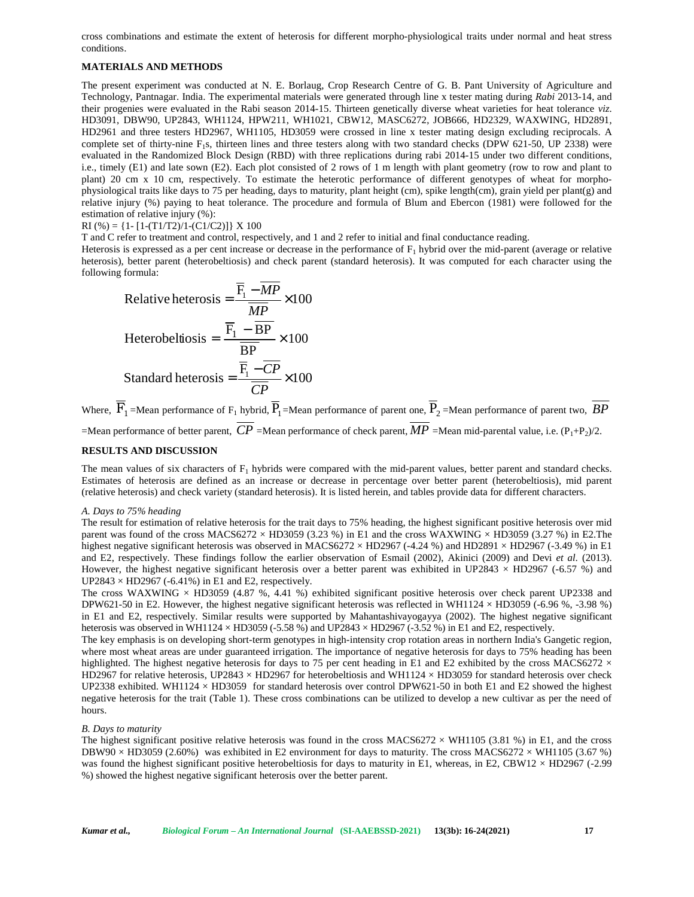cross combinations and estimate the extent of heterosis for different morpho-physiological traits under normal and heat stress conditions.

## MATERIALS AND METHODS

The present experiment was conducted at N. E. Borlaug, Crop Research Centre of G. B. Pant University of Agriculture and Technology, Pantnagar. India. The experimental materials were generated through line x tester mating during *Rabi* 2013-14, and their progenies were evaluated in the Rabi season 2014-15. Thirteen genetically diverse wheat varieties for heat tolerance *viz.* HD3091, DBW90, UP2843, WH1124, HPW211, WH1021, CBW12, MASC6272, JOB666, HD2329, WAXWING, HD2891, HD2961 and three testers HD2967, WH1105, HD3059 were crossed in line x tester mating design excluding reciprocals. A complete set of thirty-nine $F_1$s, thirteen lines and three testers along with two standard checks (DPW 621-50, UP 2338) were evaluated in the Randomized Block Design (RBD) with three replications during rabi 2014-15 under two different conditions, i.e., timely (E1) and late sown (E2). Each plot consisted of 2 rows of 1 m length with plant geometry (row to row and plant to plant) 20 cm x 10 cm, respectively. To estimate the heterotic performance of different genotypes of wheat for morpho-physiological traits like days to 75 per heading, days to maturity, plant height (cm), spike length(cm), grain yield per plant(g) and relative injury (%) paying to heat tolerance. The procedure and formula of Blum and Ebercon (1981) were followed for the estimation of relative injury (%):

RI (%) = {1- [1-(T1/T2)/1-(C1/C2)]} X 100

T and C refer to treatment and control, respectively, and 1 and 2 refer to initial and final conductance reading.

Heterosis is expressed as a per cent increase or decrease in the performance of $F_1$ hybrid over the mid-parent (average or relative heterosis), better parent (heterobeltiosis) and check parent (standard heterosis). It was computed for each character using the following formula:

$$\text{Relative heterosis} = \frac{\overline{F}_1 - \overline{MP}}{\overline{MP}} \times 100$$

$$\text{Heterobeltiosis} = \frac{\overline{F}_1 - \overline{BP}}{\overline{BP}} \times 100$$

$$\text{Standard heterosis} = \frac{\overline{F}_1 - \overline{CP}}{\overline{CP}} \times 100$$

Where, $\overline{F}_1$ =Mean performance of $F_1$ hybrid, $\overline{P}_1$ =Mean performance of parent one, $\overline{P}_2$ =Mean performance of parent two, $\overline{BP}$ =Mean performance of better parent, $\overline{CP}$ =Mean performance of check parent, $\overline{MP}$ =Mean mid-parental value, i.e. $(P_1+P_2)/2$.

## RESULTS AND DISCUSSION

The mean values of six characters of $F_1$ hybrids were compared with the mid-parent values, better parent and standard checks. Estimates of heterosis are defined as an increase or decrease in percentage over better parent (heterobeltiosis), mid parent (relative heterosis) and check variety (standard heterosis). It is listed herein, and tables provide data for different characters.

### *A. Days to 75% heading*

The result for estimation of relative heterosis for the trait days to 75% heading, the highest significant positive heterosis over mid parent was found of the cross MACS6272 × HD3059 (3.23 %) in E1 and the cross WAXWING × HD3059 (3.27 %) in E2.The highest negative significant heterosis was observed in MACS6272 × HD2967 (-4.24 %) and HD2891 × HD2967 (-3.49 %) in E1 and E2, respectively. These findings follow the earlier observation of Esmail (2002), Akinici (2009) and Devi *et al.* (2013). However, the highest negative significant heterosis over a better parent was exhibited in UP2843 × HD2967 (-6.57 %) and UP2843 × HD2967 (-6.41%) in E1 and E2, respectively.

The cross WAXWING × HD3059 (4.87 %, 4.41 %) exhibited significant positive heterosis over check parent UP2338 and DPW621-50 in E2. However, the highest negative significant heterosis was reflected in WH1124 × HD3059 (-6.96 %, -3.98 %) in E1 and E2, respectively. Similar results were supported by Mahantashivayogayya (2002). The highest negative significant heterosis was observed in WH1124 × HD3059 (-5.58 %) and UP2843 × HD2967 (-3.52 %) in E1 and E2, respectively.

The key emphasis is on developing short-term genotypes in high-intensity crop rotation areas in northern India's Gangetic region, where most wheat areas are under guaranteed irrigation. The importance of negative heterosis for days to 75% heading has been highlighted. The highest negative heterosis for days to 75 per cent heading in E1 and E2 exhibited by the cross MACS6272 × HD2967 for relative heterosis, UP2843 × HD2967 for heterobeltiosis and WH1124 × HD3059 for standard heterosis over check UP2338 exhibited. WH1124 × HD3059 for standard heterosis over control DPW621-50 in both E1 and E2 showed the highest negative heterosis for the trait (Table 1). These cross combinations can be utilized to develop a new cultivar as per the need of hours.

### *B. Days to maturity*

The highest significant positive relative heterosis was found in the cross MACS6272 × WH1105 (3.81 %) in E1, and the cross DBW90 × HD3059 (2.60%) was exhibited in E2 environment for days to maturity. The cross MACS6272 × WH1105 (3.67 %) was found the highest significant positive heterobeltiosis for days to maturity in E1, whereas, in E2, CBW12 × HD2967 (-2.99 %) showed the highest negative significant heterosis over the better parent.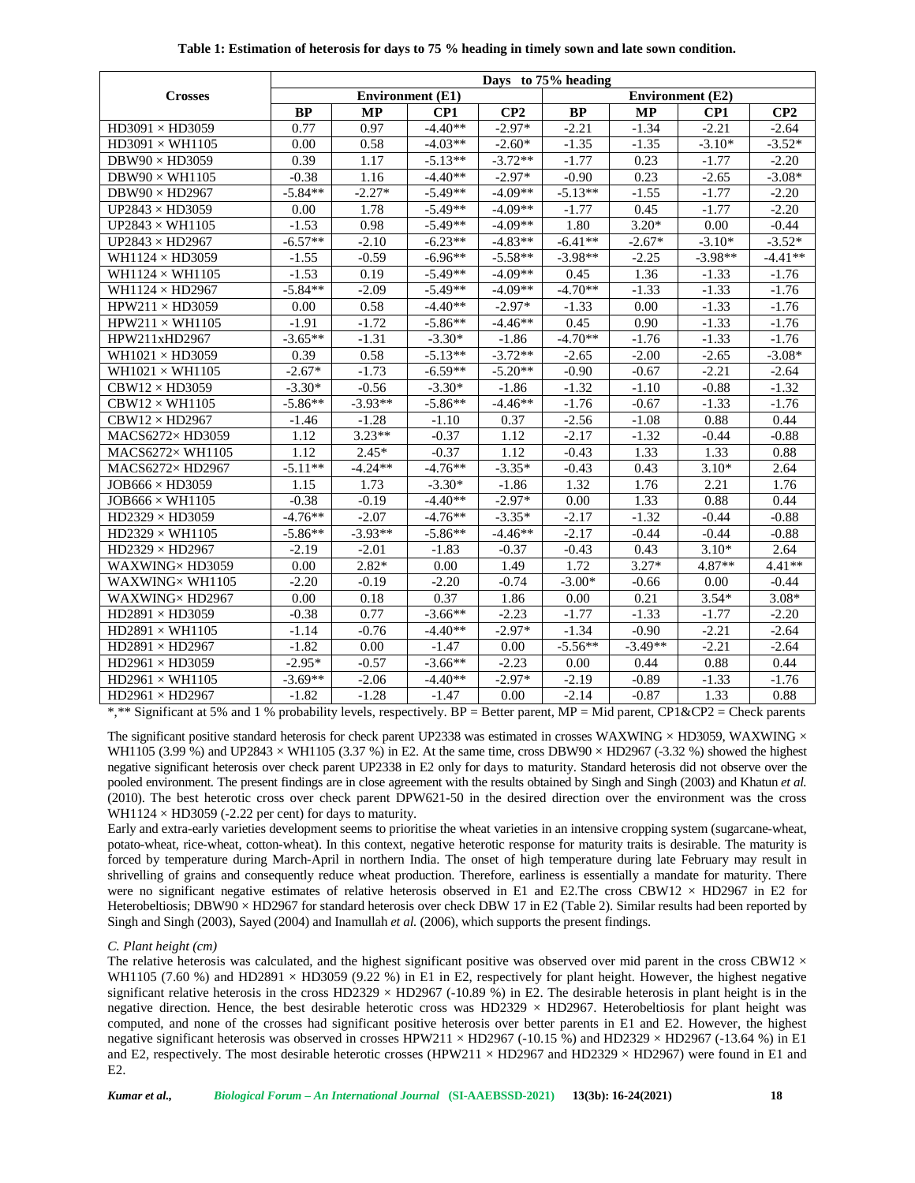**Table 1: Estimation of heterosis for days to 75 % heading in timely sown and late sown condition.**

| Crosses | Days to 75% heading | | | | | | | |
|---|---|---|---|---|---|---|---|---|
| | Environment (E1) | | | | Environment (E2) | | | |
| | BP | MP | CP1 | CP2 | BP | MP | CP1 | CP2 |
| HD3091 × HD3059 | 0.77 | 0.97 | -4.40** | -2.97* | -2.21 | -1.34 | -2.21 | -2.64 |
| HD3091 × WH1105 | 0.00 | 0.58 | -4.03** | -2.60* | -1.35 | -1.35 | -3.10* | -3.52* |
| DBW90 × HD3059 | 0.39 | 1.17 | -5.13** | -3.72** | -1.77 | 0.23 | -1.77 | -2.20 |
| DBW90 × WH1105 | -0.38 | 1.16 | -4.40** | -2.97* | -0.90 | 0.23 | -2.65 | -3.08* |
| DBW90 × HD2967 | -5.84** | -2.27* | -5.49** | -4.09** | -5.13** | -1.55 | -1.77 | -2.20 |
| UP2843 × HD3059 | 0.00 | 1.78 | -5.49** | -4.09** | -1.77 | 0.45 | -1.77 | -2.20 |
| UP2843 × WH1105 | -1.53 | 0.98 | -5.49** | -4.09** | 1.80 | 3.20* | 0.00 | -0.44 |
| UP2843 × HD2967 | -6.57** | -2.10 | -6.23** | -4.83** | -6.41** | -2.67* | -3.10* | -3.52* |
| WH1124 × HD3059 | -1.55 | -0.59 | -6.96** | -5.58** | -3.98** | -2.25 | -3.98** | -4.41** |
| WH1124 × WH1105 | -1.53 | 0.19 | -5.49** | -4.09** | 0.45 | 1.36 | -1.33 | -1.76 |
| WH1124 × HD2967 | -5.84** | -2.09 | -5.49** | -4.09** | -4.70** | -1.33 | -1.33 | -1.76 |
| HPW211 × HD3059 | 0.00 | 0.58 | -4.40** | -2.97* | -1.33 | 0.00 | -1.33 | -1.76 |
| HPW211 × WH1105 | -1.91 | -1.72 | -5.86** | -4.46** | 0.45 | 0.90 | -1.33 | -1.76 |
| HPW211xHD2967 | -3.65** | -1.31 | -3.30* | -1.86 | -4.70** | -1.76 | -1.33 | -1.76 |
| WH1021 × HD3059 | 0.39 | 0.58 | -5.13** | -3.72** | -2.65 | -2.00 | -2.65 | -3.08* |
| WH1021 × WH1105 | -2.67* | -1.73 | -6.59** | -5.20** | -0.90 | -0.67 | -2.21 | -2.64 |
| CBW12 × HD3059 | -3.30* | -0.56 | -3.30* | -1.86 | -1.32 | -1.10 | -0.88 | -1.32 |
| CBW12 × WH1105 | -5.86** | -3.93** | -5.86** | -4.46** | -1.76 | -0.67 | -1.33 | -1.76 |
| CBW12 × HD2967 | -1.46 | -1.28 | -1.10 | 0.37 | -2.56 | -1.08 | 0.88 | 0.44 |
| MACS6272× HD3059 | 1.12 | 3.23** | -0.37 | 1.12 | -2.17 | -1.32 | -0.44 | -0.88 |
| MACS6272× WH1105 | 1.12 | 2.45* | -0.37 | 1.12 | -0.43 | 1.33 | 1.33 | 0.88 |
| MACS6272× HD2967 | -5.11** | -4.24** | -4.76** | -3.35* | -0.43 | 0.43 | 3.10* | 2.64 |
| JOB666 × HD3059 | 1.15 | 1.73 | -3.30* | -1.86 | 1.32 | 1.76 | 2.21 | 1.76 |
| JOB666 × WH1105 | -0.38 | -0.19 | -4.40** | -2.97* | 0.00 | 1.33 | 0.88 | 0.44 |
| HD2329 × HD3059 | -4.76** | -2.07 | -4.76** | -3.35* | -2.17 | -1.32 | -0.44 | -0.88 |
| HD2329 × WH1105 | -5.86** | -3.93** | -5.86** | -4.46** | -2.17 | -0.44 | -0.44 | -0.88 |
| HD2329 × HD2967 | -2.19 | -2.01 | -1.83 | -0.37 | -0.43 | 0.43 | 3.10* | 2.64 |
| WAXWING× HD3059 | 0.00 | 2.82* | 0.00 | 1.49 | 1.72 | 3.27* | 4.87** | 4.41** |
| WAXWING× WH1105 | -2.20 | -0.19 | -2.20 | -0.74 | -3.00* | -0.66 | 0.00 | -0.44 |
| WAXWING× HD2967 | 0.00 | 0.18 | 0.37 | 1.86 | 0.00 | 0.21 | 3.54* | 3.08* |
| HD2891 × HD3059 | -0.38 | 0.77 | -3.66** | -2.23 | -1.77 | -1.33 | -1.77 | -2.20 |
| HD2891 × WH1105 | -1.14 | -0.76 | -4.40** | -2.97* | -1.34 | -0.90 | -2.21 | -2.64 |
| HD2891 × HD2967 | -1.82 | 0.00 | -1.47 | 0.00 | -5.56** | -3.49** | -2.21 | -2.64 |
| HD2961 × HD3059 | -2.95* | -0.57 | -3.66** | -2.23 | 0.00 | 0.44 | 0.88 | 0.44 |
| HD2961 × WH1105 | -3.69** | -2.06 | -4.40** | -2.97* | -2.19 | -0.89 | -1.33 | -1.76 |
| HD2961 × HD2967 | -1.82 | -1.28 | -1.47 | 0.00 | -2.14 | -0.87 | 1.33 | 0.88 |

*,** Significant at 5% and 1 % probability levels, respectively. BP = Better parent, MP = Mid parent, CP1&CP2 = Check parents

The significant positive standard heterosis for check parent UP2338 was estimated in crosses WAXWING × HD3059, WAXWING × WH1105 (3.99 %) and UP2843 × WH1105 (3.37 %) in E2. At the same time, cross DBW90 × HD2967 (-3.32 %) showed the highest negative significant heterosis over check parent UP2338 in E2 only for days to maturity. Standard heterosis did not observe over the pooled environment. The present findings are in close agreement with the results obtained by Singh and Singh (2003) and Khatun *et al.* (2010). The best heterotic cross over check parent DPW621-50 in the desired direction over the environment was the cross WH1124 × HD3059 (-2.22 per cent) for days to maturity.

Early and extra-early varieties development seems to prioritise the wheat varieties in an intensive cropping system (sugarcane-wheat, potato-wheat, rice-wheat, cotton-wheat). In this context, negative heterotic response for maturity traits is desirable. The maturity is forced by temperature during March-April in northern India. The onset of high temperature during late February may result in shrivelling of grains and consequently reduce wheat production. Therefore, earliness is essentially a mandate for maturity. There were no significant negative estimates of relative heterosis observed in E1 and E2.The cross CBW12 × HD2967 in E2 for Heterobeltiosis; DBW90 × HD2967 for standard heterosis over check DBW 17 in E2 (Table 2). Similar results had been reported by Singh and Singh (2003), Sayed (2004) and Inamullah *et al.* (2006), which supports the present findings.

*C. Plant height (cm)*

The relative heterosis was calculated, and the highest significant positive was observed over mid parent in the cross CBW12 × WH1105 (7.60 %) and HD2891 × HD3059 (9.22 %) in E1 in E2, respectively for plant height. However, the highest negative significant relative heterosis in the cross HD2329 × HD2967 (-10.89 %) in E2. The desirable heterosis in plant height is in the negative direction. Hence, the best desirable heterotic cross was HD2329 × HD2967. Heterobeltiosis for plant height was computed, and none of the crosses had significant positive heterosis over better parents in E1 and E2. However, the highest negative significant heterosis was observed in crosses HPW211 × HD2967 (-10.15 %) and HD2329 × HD2967 (-13.64 %) in E1 and E2, respectively. The most desirable heterotic crosses (HPW211 × HD2967 and HD2329 × HD2967) were found in E1 and E2.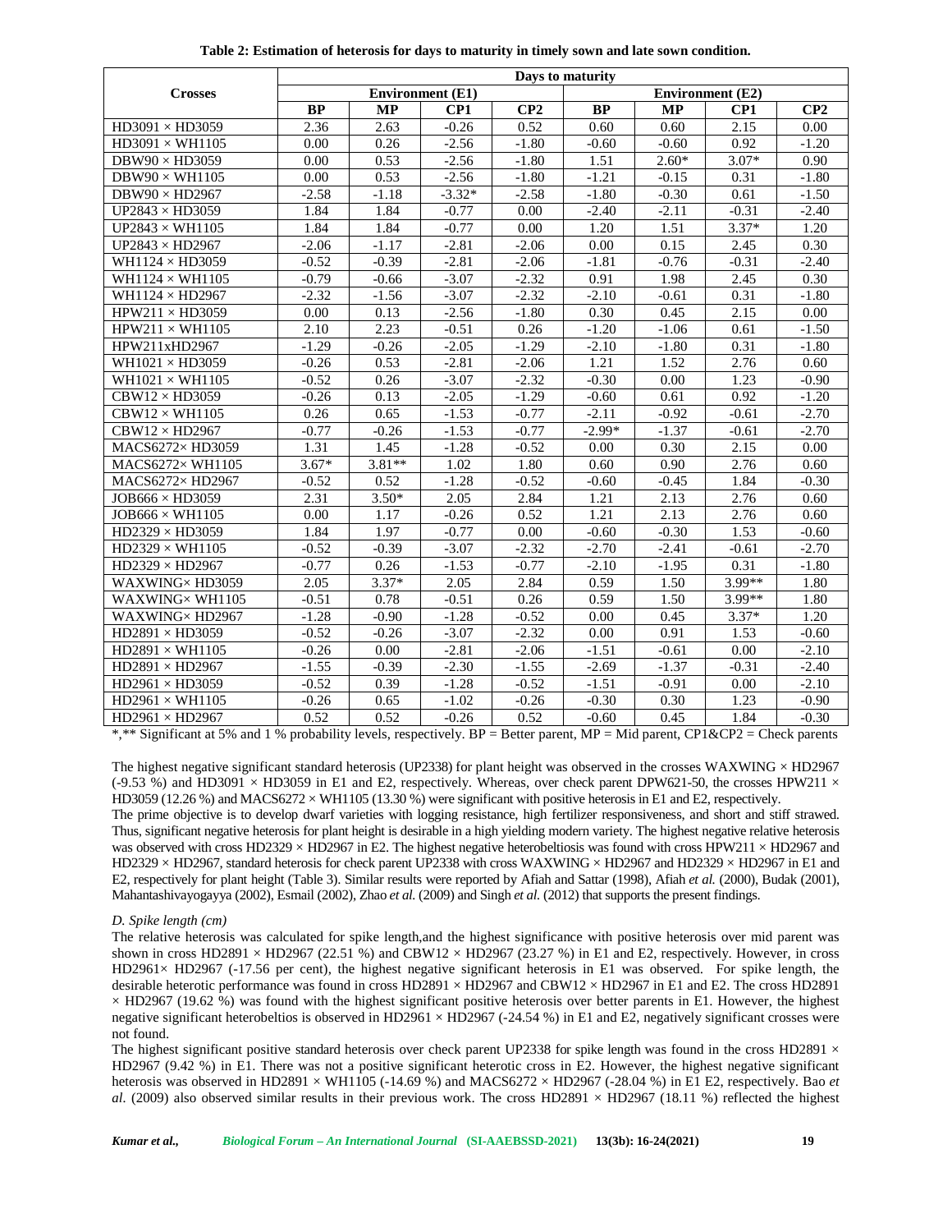**Table 2: Estimation of heterosis for days to maturity in timely sown and late sown condition.**

| Crosses | Days to maturity | | | | | | | |
|---|---|---|---|---|---|---|---|---|
| | Environment (E1) | | | | Environment (E2) | | | |
| | BP | MP | CP1 | CP2 | BP | MP | CP1 | CP2 |
| HD3091 × HD3059 | 2.36 | 2.63 | -0.26 | 0.52 | 0.60 | 0.60 | 2.15 | 0.00 |
| HD3091 × WH1105 | 0.00 | 0.26 | -2.56 | -1.80 | -0.60 | -0.60 | 0.92 | -1.20 |
| DBW90 × HD3059 | 0.00 | 0.53 | -2.56 | -1.80 | 1.51 | 2.60* | 3.07* | 0.90 |
| DBW90 × WH1105 | 0.00 | 0.53 | -2.56 | -1.80 | -1.21 | -0.15 | 0.31 | -1.80 |
| DBW90 × HD2967 | -2.58 | -1.18 | -3.32* | -2.58 | -1.80 | -0.30 | 0.61 | -1.50 |
| UP2843 × HD3059 | 1.84 | 1.84 | -0.77 | 0.00 | -2.40 | -2.11 | -0.31 | -2.40 |
| UP2843 × WH1105 | 1.84 | 1.84 | -0.77 | 0.00 | 1.20 | 1.51 | 3.37* | 1.20 |
| UP2843 × HD2967 | -2.06 | -1.17 | -2.81 | -2.06 | 0.00 | 0.15 | 2.45 | 0.30 |
| WH1124 × HD3059 | -0.52 | -0.39 | -2.81 | -2.06 | -1.81 | -0.76 | -0.31 | -2.40 |
| WH1124 × WH1105 | -0.79 | -0.66 | -3.07 | -2.32 | 0.91 | 1.98 | 2.45 | 0.30 |
| WH1124 × HD2967 | -2.32 | -1.56 | -3.07 | -2.32 | -2.10 | -0.61 | 0.31 | -1.80 |
| HPW211 × HD3059 | 0.00 | 0.13 | -2.56 | -1.80 | 0.30 | 0.45 | 2.15 | 0.00 |
| HPW211 × WH1105 | 2.10 | 2.23 | -0.51 | 0.26 | -1.20 | -1.06 | 0.61 | -1.50 |
| HPW211xHD2967 | -1.29 | -0.26 | -2.05 | -1.29 | -2.10 | -1.80 | 0.31 | -1.80 |
| WH1021 × HD3059 | -0.26 | 0.53 | -2.81 | -2.06 | 1.21 | 1.52 | 2.76 | 0.60 |
| WH1021 × WH1105 | -0.52 | 0.26 | -3.07 | -2.32 | -0.30 | 0.00 | 1.23 | -0.90 |
| CBW12 × HD3059 | -0.26 | 0.13 | -2.05 | -1.29 | -0.60 | 0.61 | 0.92 | -1.20 |
| CBW12 × WH1105 | 0.26 | 0.65 | -1.53 | -0.77 | -2.11 | -0.92 | -0.61 | -2.70 |
| CBW12 × HD2967 | -0.77 | -0.26 | -1.53 | -0.77 | -2.99* | -1.37 | -0.61 | -2.70 |
| MACS6272× HD3059 | 1.31 | 1.45 | -1.28 | -0.52 | 0.00 | 0.30 | 2.15 | 0.00 |
| MACS6272× WH1105 | 3.67* | 3.81** | 1.02 | 1.80 | 0.60 | 0.90 | 2.76 | 0.60 |
| MACS6272× HD2967 | -0.52 | 0.52 | -1.28 | -0.52 | -0.60 | -0.45 | 1.84 | -0.30 |
| JOB666 × HD3059 | 2.31 | 3.50* | 2.05 | 2.84 | 1.21 | 2.13 | 2.76 | 0.60 |
| JOB666 × WH1105 | 0.00 | 1.17 | -0.26 | 0.52 | 1.21 | 2.13 | 2.76 | 0.60 |
| HD2329 × HD3059 | 1.84 | 1.97 | -0.77 | 0.00 | -0.60 | -0.30 | 1.53 | -0.60 |
| HD2329 × WH1105 | -0.52 | -0.39 | -3.07 | -2.32 | -2.70 | -2.41 | -0.61 | -2.70 |
| HD2329 × HD2967 | -0.77 | 0.26 | -1.53 | -0.77 | -2.10 | -1.95 | 0.31 | -1.80 |
| WAXWING× HD3059 | 2.05 | 3.37* | 2.05 | 2.84 | 0.59 | 1.50 | 3.99** | 1.80 |
| WAXWING× WH1105 | -0.51 | 0.78 | -0.51 | 0.26 | 0.59 | 1.50 | 3.99** | 1.80 |
| WAXWING× HD2967 | -1.28 | -0.90 | -1.28 | -0.52 | 0.00 | 0.45 | 3.37* | 1.20 |
| HD2891 × HD3059 | -0.52 | -0.26 | -3.07 | -2.32 | 0.00 | 0.91 | 1.53 | -0.60 |
| HD2891 × WH1105 | -0.26 | 0.00 | -2.81 | -2.06 | -1.51 | -0.61 | 0.00 | -2.10 |
| HD2891 × HD2967 | -1.55 | -0.39 | -2.30 | -1.55 | -2.69 | -1.37 | -0.31 | -2.40 |
| HD2961 × HD3059 | -0.52 | 0.39 | -1.28 | -0.52 | -1.51 | -0.91 | 0.00 | -2.10 |
| HD2961 × WH1105 | -0.26 | 0.65 | -1.02 | -0.26 | -0.30 | 0.30 | 1.23 | -0.90 |
| HD2961 × HD2967 | 0.52 | 0.52 | -0.26 | 0.52 | -0.60 | 0.45 | 1.84 | -0.30 |

*,** Significant at 5% and 1 % probability levels, respectively. BP = Better parent, MP = Mid parent, CP1&CP2 = Check parents

The highest negative significant standard heterosis (UP2338) for plant height was observed in the crosses WAXWING × HD2967 (-9.53 %) and HD3091 × HD3059 in E1 and E2, respectively. Whereas, over check parent DPW621-50, the crosses HPW211 × HD3059 (12.26 %) and MACS6272 × WH1105 (13.30 %) were significant with positive heterosis in E1 and E2, respectively.

The prime objective is to develop dwarf varieties with logging resistance, high fertilizer responsiveness, and short and stiff strawed. Thus, significant negative heterosis for plant height is desirable in a high yielding modern variety. The highest negative relative heterosis was observed with cross HD2329 × HD2967 in E2. The highest negative heterobeltiosis was found with cross HPW211 × HD2967 and HD2329 × HD2967, standard heterosis for check parent UP2338 with cross WAXWING × HD2967 and HD2329 × HD2967 in E1 and E2, respectively for plant height (Table 3). Similar results were reported by Afiah and Sattar (1998), Afiah *et al.* (2000), Budak (2001), Mahantashivayogayya (2002), Esmail (2002), Zhao *et al.* (2009) and Singh *et al.* (2012) that supports the present findings.

*D. Spike length (cm)*

The relative heterosis was calculated for spike length,and the highest significance with positive heterosis over mid parent was shown in cross HD2891 × HD2967 (22.51 %) and CBW12 × HD2967 (23.27 %) in E1 and E2, respectively. However, in cross HD2961× HD2967 (-17.56 per cent), the highest negative significant heterosis in E1 was observed. For spike length, the desirable heterotic performance was found in cross HD2891 × HD2967 and CBW12 × HD2967 in E1 and E2. The cross HD2891 × HD2967 (19.62 %) was found with the highest significant positive heterosis over better parents in E1. However, the highest negative significant heterobeltios is observed in HD2961 × HD2967 (-24.54 %) in E1 and E2, negatively significant crosses were not found.

The highest significant positive standard heterosis over check parent UP2338 for spike length was found in the cross HD2891 × HD2967 (9.42 %) in E1. There was not a positive significant heterotic cross in E2. However, the highest negative significant heterosis was observed in HD2891 × WH1105 (-14.69 %) and MACS6272 × HD2967 (-28.04 %) in E1 E2, respectively. Bao *et al*. (2009) also observed similar results in their previous work. The cross HD2891 × HD2967 (18.11 %) reflected the highest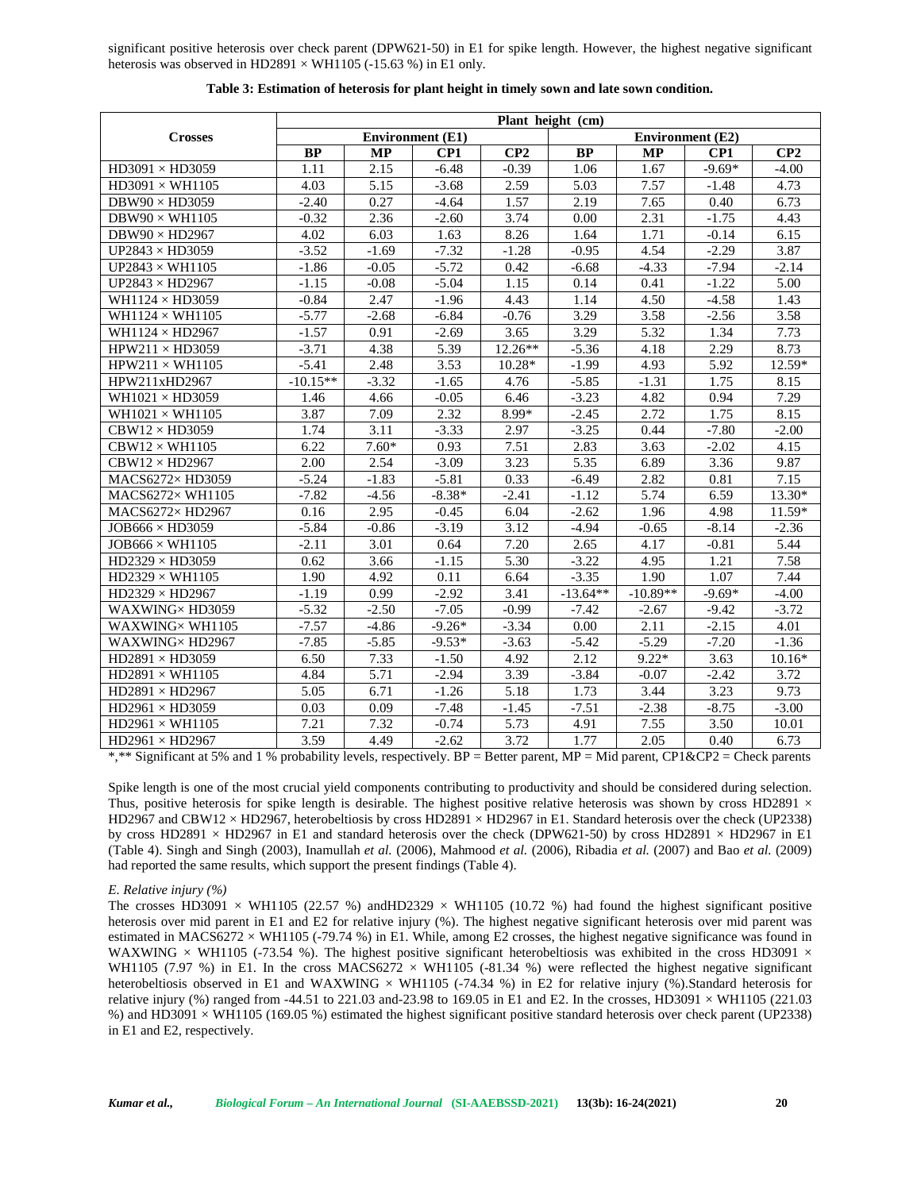significant positive heterosis over check parent (DPW621-50) in E1 for spike length. However, the highest negative significant heterosis was observed in HD2891 × WH1105 (-15.63 %) in E1 only.

**Table 3: Estimation of heterosis for plant height in timely sown and late sown condition.**

| Crosses | Plant height (cm) | | | | | | | |
|---|---|---|---|---|---|---|---|---|
| | Environment (E1) | | | | Environment (E2) | | | |
| | BP | MP | CP1 | CP2 | BP | MP | CP1 | CP2 |
| HD3091 × HD3059 | 1.11 | 2.15 | -6.48 | -0.39 | 1.06 | 1.67 | -9.69* | -4.00 |
| HD3091 × WH1105 | 4.03 | 5.15 | -3.68 | 2.59 | 5.03 | 7.57 | -1.48 | 4.73 |
| DBW90 × HD3059 | -2.40 | 0.27 | -4.64 | 1.57 | 2.19 | 7.65 | 0.40 | 6.73 |
| DBW90 × WH1105 | -0.32 | 2.36 | -2.60 | 3.74 | 0.00 | 2.31 | -1.75 | 4.43 |
| DBW90 × HD2967 | 4.02 | 6.03 | 1.63 | 8.26 | 1.64 | 1.71 | -0.14 | 6.15 |
| UP2843 × HD3059 | -3.52 | -1.69 | -7.32 | -1.28 | -0.95 | 4.54 | -2.29 | 3.87 |
| UP2843 × WH1105 | -1.86 | -0.05 | -5.72 | 0.42 | -6.68 | -4.33 | -7.94 | -2.14 |
| UP2843 × HD2967 | -1.15 | -0.08 | -5.04 | 1.15 | 0.14 | 0.41 | -1.22 | 5.00 |
| WH1124 × HD3059 | -0.84 | 2.47 | -1.96 | 4.43 | 1.14 | 4.50 | -4.58 | 1.43 |
| WH1124 × WH1105 | -5.77 | -2.68 | -6.84 | -0.76 | 3.29 | 3.58 | -2.56 | 3.58 |
| WH1124 × HD2967 | -1.57 | 0.91 | -2.69 | 3.65 | 3.29 | 5.32 | 1.34 | 7.73 |
| HPW211 × HD3059 | -3.71 | 4.38 | 5.39 | 12.26** | -5.36 | 4.18 | 2.29 | 8.73 |
| HPW211 × WH1105 | -5.41 | 2.48 | 3.53 | 10.28* | -1.99 | 4.93 | 5.92 | 12.59* |
| HPW211xHD2967 | -10.15** | -3.32 | -1.65 | 4.76 | -5.85 | -1.31 | 1.75 | 8.15 |
| WH1021 × HD3059 | 1.46 | 4.66 | -0.05 | 6.46 | -3.23 | 4.82 | 0.94 | 7.29 |
| WH1021 × WH1105 | 3.87 | 7.09 | 2.32 | 8.99* | -2.45 | 2.72 | 1.75 | 8.15 |
| CBW12 × HD3059 | 1.74 | 3.11 | -3.33 | 2.97 | -3.25 | 0.44 | -7.80 | -2.00 |
| CBW12 × WH1105 | 6.22 | 7.60* | 0.93 | 7.51 | 2.83 | 3.63 | -2.02 | 4.15 |
| CBW12 × HD2967 | 2.00 | 2.54 | -3.09 | 3.23 | 5.35 | 6.89 | 3.36 | 9.87 |
| MACS6272× HD3059 | -5.24 | -1.83 | -5.81 | 0.33 | -6.49 | 2.82 | 0.81 | 7.15 |
| MACS6272× WH1105 | -7.82 | -4.56 | -8.38* | -2.41 | -1.12 | 5.74 | 6.59 | 13.30* |
| MACS6272× HD2967 | 0.16 | 2.95 | -0.45 | 6.04 | -2.62 | 1.96 | 4.98 | 11.59* |
| JOB666 × HD3059 | -5.84 | -0.86 | -3.19 | 3.12 | -4.94 | -0.65 | -8.14 | -2.36 |
| JOB666 × WH1105 | -2.11 | 3.01 | 0.64 | 7.20 | 2.65 | 4.17 | -0.81 | 5.44 |
| HD2329 × HD3059 | 0.62 | 3.66 | -1.15 | 5.30 | -3.22 | 4.95 | 1.21 | 7.58 |
| HD2329 × WH1105 | 1.90 | 4.92 | 0.11 | 6.64 | -3.35 | 1.90 | 1.07 | 7.44 |
| HD2329 × HD2967 | -1.19 | 0.99 | -2.92 | 3.41 | -13.64** | -10.89** | -9.69* | -4.00 |
| WAXWING× HD3059 | -5.32 | -2.50 | -7.05 | -0.99 | -7.42 | -2.67 | -9.42 | -3.72 |
| WAXWING× WH1105 | -7.57 | -4.86 | -9.26* | -3.34 | 0.00 | 2.11 | -2.15 | 4.01 |
| WAXWING× HD2967 | -7.85 | -5.85 | -9.53* | -3.63 | -5.42 | -5.29 | -7.20 | -1.36 |
| HD2891 × HD3059 | 6.50 | 7.33 | -1.50 | 4.92 | 2.12 | 9.22* | 3.63 | 10.16* |
| HD2891 × WH1105 | 4.84 | 5.71 | -2.94 | 3.39 | -3.84 | -0.07 | -2.42 | 3.72 |
| HD2891 × HD2967 | 5.05 | 6.71 | -1.26 | 5.18 | 1.73 | 3.44 | 3.23 | 9.73 |
| HD2961 × HD3059 | 0.03 | 0.09 | -7.48 | -1.45 | -7.51 | -2.38 | -8.75 | -3.00 |
| HD2961 × WH1105 | 7.21 | 7.32 | -0.74 | 5.73 | 4.91 | 7.55 | 3.50 | 10.01 |
| HD2961 × HD2967 | 3.59 | 4.49 | -2.62 | 3.72 | 1.77 | 2.05 | 0.40 | 6.73 |

*,** Significant at 5% and 1 % probability levels, respectively. BP = Better parent, MP = Mid parent, CP1&CP2 = Check parents

Spike length is one of the most crucial yield components contributing to productivity and should be considered during selection. Thus, positive heterosis for spike length is desirable. The highest positive relative heterosis was shown by cross HD2891 × HD2967 and CBW12 × HD2967, heterobeltiosis by cross HD2891 × HD2967 in E1. Standard heterosis over the check (UP2338) by cross HD2891 × HD2967 in E1 and standard heterosis over the check (DPW621-50) by cross HD2891 × HD2967 in E1 (Table 4). Singh and Singh (2003), Inamullah *et al.* (2006), Mahmood *et al.* (2006), Ribadia *et al.* (2007) and Bao *et al.* (2009) had reported the same results, which support the present findings (Table 4).

*E. Relative injury (%)*

The crosses HD3091 × WH1105 (22.57 %) andHD2329 × WH1105 (10.72 %) had found the highest significant positive heterosis over mid parent in E1 and E2 for relative injury (%). The highest negative significant heterosis over mid parent was estimated in MACS6272 × WH1105 (-79.74 %) in E1. While, among E2 crosses, the highest negative significance was found in WAXWING × WH1105 (-73.54 %). The highest positive significant heterobeltiosis was exhibited in the cross HD3091 × WH1105 (7.97 %) in E1. In the cross MACS6272 × WH1105 (-81.34 %) were reflected the highest negative significant heterobeltiosis observed in E1 and WAXWING × WH1105 (-74.34 %) in E2 for relative injury (%).Standard heterosis for relative injury (%) ranged from -44.51 to 221.03 and-23.98 to 169.05 in E1 and E2. In the crosses, HD3091 × WH1105 (221.03 %) and HD3091 × WH1105 (169.05 %) estimated the highest significant positive standard heterosis over check parent (UP2338) in E1 and E2, respectively.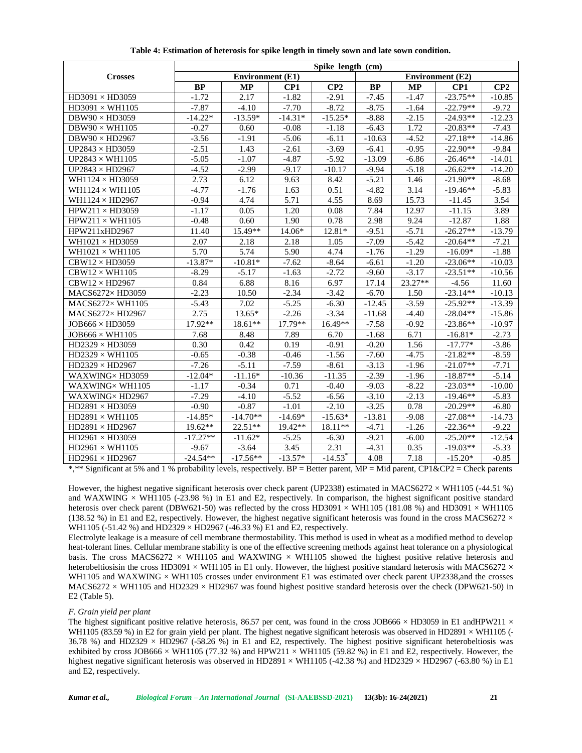**Table 4: Estimation of heterosis for spike length in timely sown and late sown condition.**

| Crosses | Spike length (cm) | | | | | | | |
|---|---|---|---|---|---|---|---|---|
| | Environment (E1) | | | | Environment (E2) | | | |
| | BP | MP | CP1 | CP2 | BP | MP | CP1 | CP2 |
| HD3091 × HD3059 | -1.72 | 2.17 | -1.82 | -2.91 | -7.45 | -1.47 | -23.75** | -10.85 |
| HD3091 × WH1105 | -7.87 | -4.10 | -7.70 | -8.72 | -8.75 | -1.64 | -22.79** | -9.72 |
| DBW90 × HD3059 | -14.22* | -13.59* | -14.31* | -15.25* | -8.88 | -2.15 | -24.93** | -12.23 |
| DBW90 × WH1105 | -0.27 | 0.60 | -0.08 | -1.18 | -6.43 | 1.72 | -20.83** | -7.43 |
| DBW90 × HD2967 | -3.56 | -1.91 | -5.06 | -6.11 | -10.63 | -4.52 | -27.18** | -14.86 |
| UP2843 × HD3059 | -2.51 | 1.43 | -2.61 | -3.69 | -6.41 | -0.95 | -22.90** | -9.84 |
| UP2843 × WH1105 | -5.05 | -1.07 | -4.87 | -5.92 | -13.09 | -6.86 | -26.46** | -14.01 |
| UP2843 × HD2967 | -4.52 | -2.99 | -9.17 | -10.17 | -9.94 | -5.18 | -26.62** | -14.20 |
| WH1124 × HD3059 | 2.73 | 6.12 | 9.63 | 8.42 | -5.21 | 1.46 | -21.90** | -8.68 |
| WH1124 × WH1105 | -4.77 | -1.76 | 1.63 | 0.51 | -4.82 | 3.14 | -19.46** | -5.83 |
| WH1124 × HD2967 | -0.94 | 4.74 | 5.71 | 4.55 | 8.69 | 15.73 | -11.45 | 3.54 |
| HPW211 × HD3059 | -1.17 | 0.05 | 1.20 | 0.08 | 7.84 | 12.97 | -11.15 | 3.89 |
| HPW211 × WH1105 | -0.48 | 0.60 | 1.90 | 0.78 | 2.98 | 9.24 | -12.87 | 1.88 |
| HPW211xHD2967 | 11.40 | 15.49** | 14.06* | 12.81* | -9.51 | -5.71 | -26.27** | -13.79 |
| WH1021 × HD3059 | 2.07 | 2.18 | 2.18 | 1.05 | -7.09 | -5.42 | -20.64** | -7.21 |
| WH1021 × WH1105 | 5.70 | 5.74 | 5.90 | 4.74 | -1.76 | -1.29 | -16.09* | -1.88 |
| CBW12 × HD3059 | -13.87* | -10.81* | -7.62 | -8.64 | -6.61 | -1.20 | -23.06** | -10.03 |
| CBW12 × WH1105 | -8.29 | -5.17 | -1.63 | -2.72 | -9.60 | -3.17 | -23.51** | -10.56 |
| CBW12 × HD2967 | 0.84 | 6.88 | 8.16 | 6.97 | 17.14 | 23.27** | -4.56 | 11.60 |
| MACS6272× HD3059 | -2.23 | 10.50 | -2.34 | -3.42 | -6.70 | 1.50 | -23.14** | -10.13 |
| MACS6272× WH1105 | -5.43 | 7.02 | -5.25 | -6.30 | -12.45 | -3.59 | -25.92** | -13.39 |
| MACS6272× HD2967 | 2.75 | 13.65* | -2.26 | -3.34 | -11.68 | -4.40 | -28.04** | -15.86 |
| JOB666 × HD3059 | 17.92** | 18.61** | 17.79** | 16.49** | -7.58 | -0.92 | -23.86** | -10.97 |
| JOB666 × WH1105 | 7.68 | 8.48 | 7.89 | 6.70 | -1.68 | 6.71 | -16.81* | -2.73 |
| HD2329 × HD3059 | 0.30 | 0.42 | 0.19 | -0.91 | -0.20 | 1.56 | -17.77* | -3.86 |
| HD2329 × WH1105 | -0.65 | -0.38 | -0.46 | -1.56 | -7.60 | -4.75 | -21.82** | -8.59 |
| HD2329 × HD2967 | -7.26 | -5.11 | -7.59 | -8.61 | -3.13 | -1.96 | -21.07** | -7.71 |
| WAXWING× HD3059 | -12.04* | -11.16* | -10.36 | -11.35 | -2.39 | -1.96 | -18.87** | -5.14 |
| WAXWING× WH1105 | -1.17 | -0.34 | 0.71 | -0.40 | -9.03 | -8.22 | -23.03** | -10.00 |
| WAXWING× HD2967 | -7.29 | -4.10 | -5.52 | -6.56 | -3.10 | -2.13 | -19.46** | -5.83 |
| HD2891 × HD3059 | -0.90 | -0.87 | -1.01 | -2.10 | -3.25 | 0.78 | -20.29** | -6.80 |
| HD2891 × WH1105 | -14.85* | -14.70** | -14.69* | -15.63* | -13.81 | -9.08 | -27.08** | -14.73 |
| HD2891 × HD2967 | 19.62** | 22.51** | 19.42** | 18.11** | -4.71 | -1.26 | -22.36** | -9.22 |
| HD2961 × HD3059 | -17.27** | -11.62* | -5.25 | -6.30 | -9.21 | -6.00 | -25.20** | -12.54 |
| HD2961 × WH1105 | -9.67 | -3.64 | 3.45 | 2.31 | -4.31 | 0.35 | -19.03** | -5.33 |
| HD2961 × HD2967 | -24.54** | -17.56** | -13.57* | -14.53* | 4.08 | 7.18 | -15.20* | -0.85 |

*,** Significant at 5% and 1 % probability levels, respectively. BP = Better parent, MP = Mid parent, CP1&CP2 = Check parents

However, the highest negative significant heterosis over check parent (UP2338) estimated in MACS6272 × WH1105 (-44.51 %) and WAXWING × WH1105 (-23.98 %) in E1 and E2, respectively. In comparison, the highest significant positive standard heterosis over check parent (DBW621-50) was reflected by the cross HD3091 × WH1105 (181.08 %) and HD3091 × WH1105 (138.52 %) in E1 and E2, respectively. However, the highest negative significant heterosis was found in the cross MACS6272 × WH1105 (-51.42 %) and HD2329 × HD2967 (-46.33 %) E1 and E2, respectively.

Electrolyte leakage is a measure of cell membrane thermostability. This method is used in wheat as a modified method to develop heat-tolerant lines. Cellular membrane stability is one of the effective screening methods against heat tolerance on a physiological basis. The cross MACS6272 × WH1105 and WAXWING × WH1105 showed the highest positive relative heterosis and heterobeltiosisin the cross HD3091 × WH1105 in E1 only. However, the highest positive standard heterosis with MACS6272 × WH1105 and WAXWING × WH1105 crosses under environment E1 was estimated over check parent UP2338,and the crosses MACS6272 × WH1105 and HD2329 × HD2967 was found highest positive standard heterosis over the check (DPW621-50) in E2 (Table 5).

*F. Grain yield per plant*

The highest significant positive relative heterosis, 86.57 per cent, was found in the cross JOB666 × HD3059 in E1 andHPW211 × WH1105 (83.59 %) in E2 for grain yield per plant. The highest negative significant heterosis was observed in HD2891 × WH1105 (-36.78 %) and HD2329 × HD2967 (-58.26 %) in E1 and E2, respectively. The highest positive significant heterobeltiosis was exhibited by cross JOB666 × WH1105 (77.32 %) and HPW211 × WH1105 (59.82 %) in E1 and E2, respectively. However, the highest negative significant heterosis was observed in HD2891 × WH1105 (-42.38 %) and HD2329 × HD2967 (-63.80 %) in E1 and E2, respectively.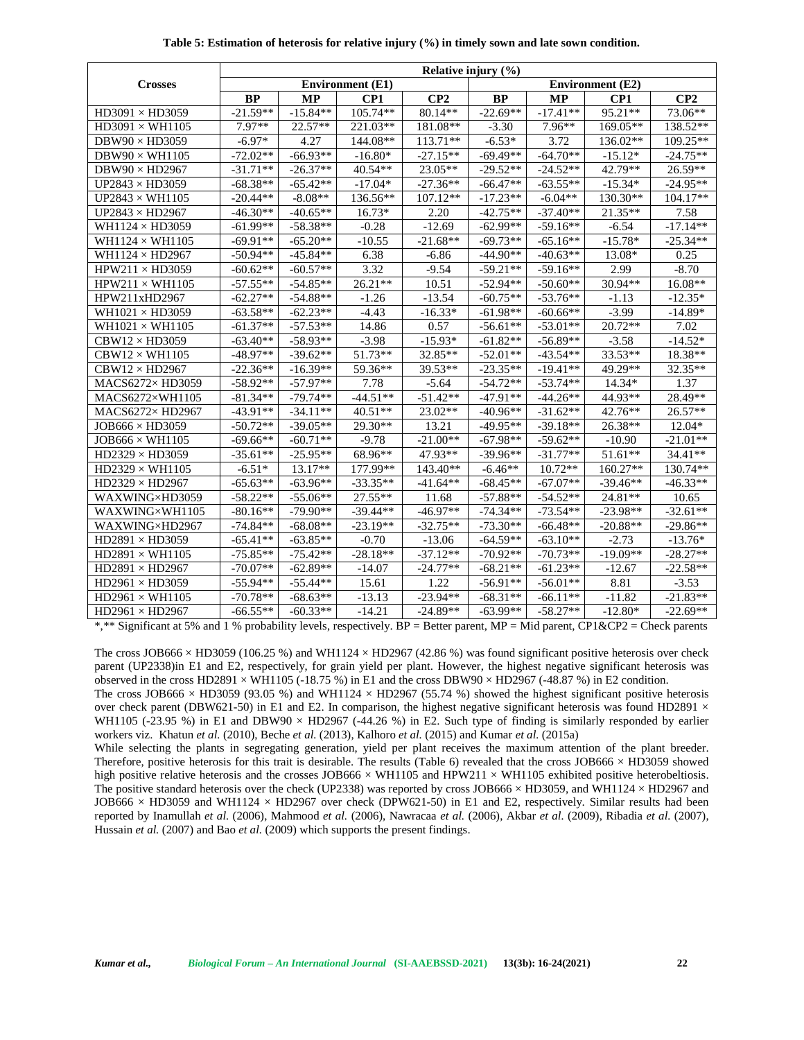**Table 5: Estimation of heterosis for relative injury (%) in timely sown and late sown condition.**

| Crosses | Relative injury (%) | | | | | | | |
|---|---|---|---|---|---|---|---|---|
| | Environment (E1) | | | | Environment (E2) | | | |
| | BP | MP | CP1 | CP2 | BP | MP | CP1 | CP2 |
| HD3091 × HD3059 | -21.59** | -15.84** | 105.74** | 80.14** | -22.69** | -17.41** | 95.21** | 73.06** |
| HD3091 × WH1105 | 7.97** | 22.57** | 221.03** | 181.08** | -3.30 | 7.96** | 169.05** | 138.52** |
| DBW90 × HD3059 | -6.97* | 4.27 | 144.08** | 113.71** | -6.53* | 3.72 | 136.02** | 109.25** |
| DBW90 × WH1105 | -72.02** | -66.93** | -16.80* | -27.15** | -69.49** | -64.70** | -15.12* | -24.75** |
| DBW90 × HD2967 | -31.71** | -26.37** | 40.54** | 23.05** | -29.52** | -24.52** | 42.79** | 26.59** |
| UP2843 × HD3059 | -68.38** | -65.42** | -17.04* | -27.36** | -66.47** | -63.55** | -15.34* | -24.95** |
| UP2843 × WH1105 | -20.44** | -8.08** | 136.56** | 107.12** | -17.23** | -6.04** | 130.30** | 104.17** |
| UP2843 × HD2967 | -46.30** | -40.65** | 16.73* | 2.20 | -42.75** | -37.40** | 21.35** | 7.58 |
| WH1124 × HD3059 | -61.99** | -58.38** | -0.28 | -12.69 | -62.99** | -59.16** | -6.54 | -17.14** |
| WH1124 × WH1105 | -69.91** | -65.20** | -10.55 | -21.68** | -69.73** | -65.16** | -15.78* | -25.34** |
| WH1124 × HD2967 | -50.94** | -45.84** | 6.38 | -6.86 | -44.90** | -40.63** | 13.08* | 0.25 |
| HPW211 × HD3059 | -60.62** | -60.57** | 3.32 | -9.54 | -59.21** | -59.16** | 2.99 | -8.70 |
| HPW211 × WH1105 | -57.55** | -54.85** | 26.21** | 10.51 | -52.94** | -50.60** | 30.94** | 16.08** |
| HPW211xHD2967 | -62.27** | -54.88** | -1.26 | -13.54 | -60.75** | -53.76** | -1.13 | -12.35* |
| WH1021 × HD3059 | -63.58** | -62.23** | -4.43 | -16.33* | -61.98** | -60.66** | -3.99 | -14.89* |
| WH1021 × WH1105 | -61.37** | -57.53** | 14.86 | 0.57 | -56.61** | -53.01** | 20.72** | 7.02 |
| CBW12 × HD3059 | -63.40** | -58.93** | -3.98 | -15.93* | -61.82** | -56.89** | -3.58 | -14.52* |
| CBW12 × WH1105 | -48.97** | -39.62** | 51.73** | 32.85** | -52.01** | -43.54** | 33.53** | 18.38** |
| CBW12 × HD2967 | -22.36** | -16.39** | 59.36** | 39.53** | -23.35** | -19.41** | 49.29** | 32.35** |
| MACS6272× HD3059 | -58.92** | -57.97** | 7.78 | -5.64 | -54.72** | -53.74** | 14.34* | 1.37 |
| MACS6272×WH1105 | -81.34** | -79.74** | -44.51** | -51.42** | -47.91** | -44.26** | 44.93** | 28.49** |
| MACS6272× HD2967 | -43.91** | -34.11** | 40.51** | 23.02** | -40.96** | -31.62** | 42.76** | 26.57** |
| JOB666 × HD3059 | -50.72** | -39.05** | 29.30** | 13.21 | -49.95** | -39.18** | 26.38** | 12.04* |
| JOB666 × WH1105 | -69.66** | -60.71** | -9.78 | -21.00** | -67.98** | -59.62** | -10.90 | -21.01** |
| HD2329 × HD3059 | -35.61** | -25.95** | 68.96** | 47.93** | -39.96** | -31.77** | 51.61** | 34.41** |
| HD2329 × WH1105 | -6.51* | 13.17** | 177.99** | 143.40** | -6.46** | 10.72** | 160.27** | 130.74** |
| HD2329 × HD2967 | -65.63** | -63.96** | -33.35** | -41.64** | -68.45** | -67.07** | -39.46** | -46.33** |
| WAXWING×HD3059 | -58.22** | -55.06** | 27.55** | 11.68 | -57.88** | -54.52** | 24.81** | 10.65 |
| WAXWING×WH1105 | -80.16** | -79.90** | -39.44** | -46.97** | -74.34** | -73.54** | -23.98** | -32.61** |
| WAXWING×HD2967 | -74.84** | -68.08** | -23.19** | -32.75** | -73.30** | -66.48** | -20.88** | -29.86** |
| HD2891 × HD3059 | -65.41** | -63.85** | -0.70 | -13.06 | -64.59** | -63.10** | -2.73 | -13.76* |
| HD2891 × WH1105 | -75.85** | -75.42** | -28.18** | -37.12** | -70.92** | -70.73** | -19.09** | -28.27** |
| HD2891 × HD2967 | -70.07** | -62.89** | -14.07 | -24.77** | -68.21** | -61.23** | -12.67 | -22.58** |
| HD2961 × HD3059 | -55.94** | -55.44** | 15.61 | 1.22 | -56.91** | -56.01** | 8.81 | -3.53 |
| HD2961 × WH1105 | -70.78** | -68.63** | -13.13 | -23.94** | -68.31** | -66.11** | -11.82 | -21.83** |
| HD2961 × HD2967 | -66.55** | -60.33** | -14.21 | -24.89** | -63.99** | -58.27** | -12.80* | -22.69** |

*,** Significant at 5% and 1 % probability levels, respectively. BP = Better parent, MP = Mid parent, CP1&CP2 = Check parents

The cross JOB666 × HD3059 (106.25 %) and WH1124 × HD2967 (42.86 %) was found significant positive heterosis over check parent (UP2338)in E1 and E2, respectively, for grain yield per plant. However, the highest negative significant heterosis was observed in the cross HD2891 × WH1105 (-18.75 %) in E1 and the cross DBW90 × HD2967 (-48.87 %) in E2 condition.

The cross JOB666 × HD3059 (93.05 %) and WH1124 × HD2967 (55.74 %) showed the highest significant positive heterosis over check parent (DBW621-50) in E1 and E2. In comparison, the highest negative significant heterosis was found HD2891 × WH1105 (-23.95 %) in E1 and DBW90 × HD2967 (-44.26 %) in E2. Such type of finding is similarly responded by earlier workers viz. Khatun *et al.* (2010), Beche *et al.* (2013), Kalhoro *et al.* (2015) and Kumar *et al.* (2015a)

While selecting the plants in segregating generation, yield per plant receives the maximum attention of the plant breeder. Therefore, positive heterosis for this trait is desirable. The results (Table 6) revealed that the cross JOB666 × HD3059 showed high positive relative heterosis and the crosses JOB666 × WH1105 and HPW211 × WH1105 exhibited positive heterobeltiosis. The positive standard heterosis over the check (UP2338) was reported by cross JOB666 × HD3059, and WH1124 × HD2967 and JOB666 × HD3059 and WH1124 × HD2967 over check (DPW621-50) in E1 and E2, respectively. Similar results had been reported by Inamullah *et al.* (2006), Mahmood *et al.* (2006), Nawracaa *et al.* (2006), Akbar *et al.* (2009), Ribadia *et al.* (2007), Hussain *et al.* (2007) and Bao *et al.* (2009) which supports the present findings.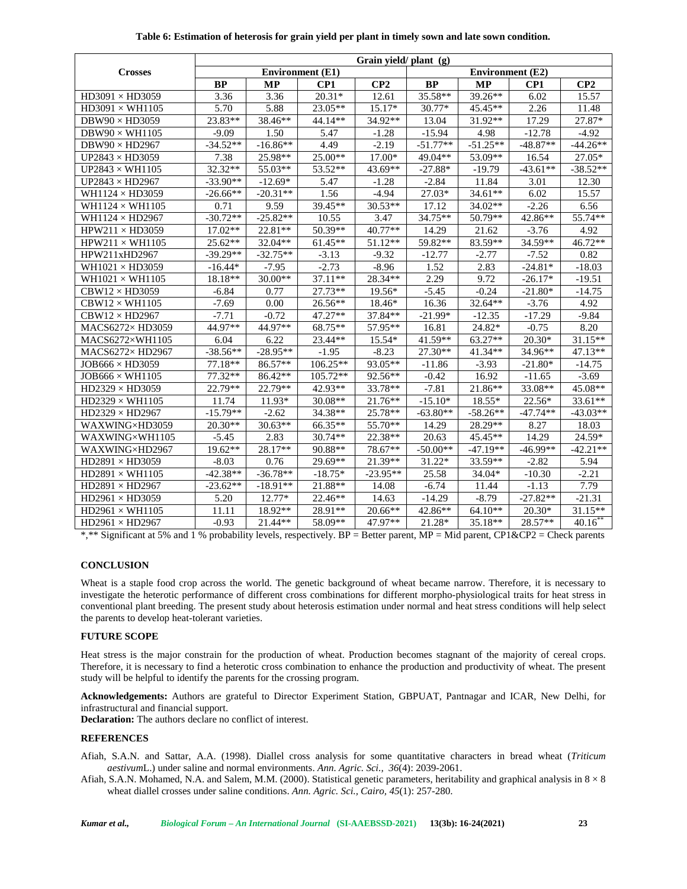**Table 6: Estimation of heterosis for grain yield per plant in timely sown and late sown condition.**

| Crosses | Grain yield/ plant (g) | | | | | | | |
|---|---|---|---|---|---|---|---|---|
| | Environment (E1) | | | | Environment (E2) | | | |
| | BP | MP | CP1 | CP2 | BP | MP | CP1 | CP2 |
| HD3091 × HD3059 | 3.36 | 3.36 | 20.31* | 12.61 | 35.58** | 39.26** | 6.02 | 15.57 |
| HD3091 × WH1105 | 5.70 | 5.88 | 23.05** | 15.17* | 30.77* | 45.45** | 2.26 | 11.48 |
| DBW90 × HD3059 | 23.83** | 38.46** | 44.14** | 34.92** | 13.04 | 31.92** | 17.29 | 27.87* |
| DBW90 × WH1105 | -9.09 | 1.50 | 5.47 | -1.28 | -15.94 | 4.98 | -12.78 | -4.92 |
| DBW90 × HD2967 | -34.52** | -16.86** | 4.49 | -2.19 | -51.77** | -51.25** | -48.87** | -44.26** |
| UP2843 × HD3059 | 7.38 | 25.98** | 25.00** | 17.00* | 49.04** | 53.09** | 16.54 | 27.05* |
| UP2843 × WH1105 | 32.32** | 55.03** | 53.52** | 43.69** | -27.88* | -19.79 | -43.61** | -38.52** |
| UP2843 × HD2967 | -33.90** | -12.69* | 5.47 | -1.28 | -2.84 | 11.84 | 3.01 | 12.30 |
| WH1124 × HD3059 | -26.66** | -20.31** | 1.56 | -4.94 | 27.03* | 34.61** | 6.02 | 15.57 |
| WH1124 × WH1105 | 0.71 | 9.59 | 39.45** | 30.53** | 17.12 | 34.02** | -2.26 | 6.56 |
| WH1124 × HD2967 | -30.72** | -25.82** | 10.55 | 3.47 | 34.75** | 50.79** | 42.86** | 55.74** |
| HPW211 × HD3059 | 17.02** | 22.81** | 50.39** | 40.77** | 14.29 | 21.62 | -3.76 | 4.92 |
| HPW211 × WH1105 | 25.62** | 32.04** | 61.45** | 51.12** | 59.82** | 83.59** | 34.59** | 46.72** |
| HPW211xHD2967 | -39.29** | -32.75** | -3.13 | -9.32 | -12.77 | -2.77 | -7.52 | 0.82 |
| WH1021 × HD3059 | -16.44* | -7.95 | -2.73 | -8.96 | 1.52 | 2.83 | -24.81* | -18.03 |
| WH1021 × WH1105 | 18.18** | 30.00** | 37.11** | 28.34** | 2.29 | 9.72 | -26.17* | -19.51 |
| CBW12 × HD3059 | -6.84 | 0.77 | 27.73** | 19.56* | -5.45 | -0.24 | -21.80* | -14.75 |
| CBW12 × WH1105 | -7.69 | 0.00 | 26.56** | 18.46* | 16.36 | 32.64** | -3.76 | 4.92 |
| CBW12 × HD2967 | -7.71 | -0.72 | 47.27** | 37.84** | -21.99* | -12.35 | -17.29 | -9.84 |
| MACS6272× HD3059 | 44.97** | 44.97** | 68.75** | 57.95** | 16.81 | 24.82* | -0.75 | 8.20 |
| MACS6272×WH1105 | 6.04 | 6.22 | 23.44** | 15.54* | 41.59** | 63.27** | 20.30* | 31.15** |
| MACS6272× HD2967 | -38.56** | -28.95** | -1.95 | -8.23 | 27.30** | 41.34** | 34.96** | 47.13** |
| JOB666 × HD3059 | 77.18** | 86.57** | 106.25** | 93.05** | -11.86 | -3.93 | -21.80* | -14.75 |
| JOB666 × WH1105 | 77.32** | 86.42** | 105.72** | 92.56** | -0.42 | 16.92 | -11.65 | -3.69 |
| HD2329 × HD3059 | 22.79** | 22.79** | 42.93** | 33.78** | -7.81 | 21.86** | 33.08** | 45.08** |
| HD2329 × WH1105 | 11.74 | 11.93* | 30.08** | 21.76** | -15.10* | 18.55* | 22.56* | 33.61** |
| HD2329 × HD2967 | -15.79** | -2.62 | 34.38** | 25.78** | -63.80** | -58.26** | -47.74** | -43.03** |
| WAXWING×HD3059 | 20.30** | 30.63** | 66.35** | 55.70** | 14.29 | 28.29** | 8.27 | 18.03 |
| WAXWING×WH1105 | -5.45 | 2.83 | 30.74** | 22.38** | 20.63 | 45.45** | 14.29 | 24.59* |
| WAXWING×HD2967 | 19.62** | 28.17** | 90.88** | 78.67** | -50.00** | -47.19** | -46.99** | -42.21** |
| HD2891 × HD3059 | -8.03 | 0.76 | 29.69** | 21.39** | 31.22* | 33.59** | -2.82 | 5.94 |
| HD2891 × WH1105 | -42.38** | -36.78** | -18.75* | -23.95** | 25.58 | 34.04* | -10.30 | -2.21 |
| HD2891 × HD2967 | -23.62** | -18.91** | 21.88** | 14.08 | -6.74 | 11.44 | -1.13 | 7.79 |
| HD2961 × HD3059 | 5.20 | 12.77* | 22.46** | 14.63 | -14.29 | -8.79 | -27.82** | -21.31 |
| HD2961 × WH1105 | 11.11 | 18.92** | 28.91** | 20.66** | 42.86** | 64.10** | 20.30* | 31.15** |
| HD2961 × HD2967 | -0.93 | 21.44** | 58.09** | 47.97** | 21.28* | 35.18** | 28.57** | 40.16** |

*,** Significant at 5% and 1 % probability levels, respectively. BP = Better parent, MP = Mid parent, CP1&CP2 = Check parents

## CONCLUSION

Wheat is a staple food crop across the world. The genetic background of wheat became narrow. Therefore, it is necessary to investigate the heterotic performance of different cross combinations for different morpho-physiological traits for heat stress in conventional plant breeding. The present study about heterosis estimation under normal and heat stress conditions will help select the parents to develop heat-tolerant varieties.

## FUTURE SCOPE

Heat stress is the major constrain for the production of wheat. Production becomes stagnant of the majority of cereal crops. Therefore, it is necessary to find a heterotic cross combination to enhance the production and productivity of wheat. The present study will be helpful to identify the parents for the crossing program.

**Acknowledgements:** Authors are grateful to Director Experiment Station, GBPUAT, Pantnagar and ICAR, New Delhi, for infrastructural and financial support.

**Declaration:** The authors declare no conflict of interest.

## REFERENCES

Afiah, S.A.N. and Sattar, A.A. (1998). Diallel cross analysis for some quantitative characters in bread wheat (*Triticum aestivum*L.) under saline and normal environments. *Ann. Agric. Sci., 36*(4): 2039-2061.

Afiah, S.A.N. Mohamed, N.A. and Salem, M.M. (2000). Statistical genetic parameters, heritability and graphical analysis in 8 × 8 wheat diallel crosses under saline conditions. *Ann. Agric. Sci., Cairo, 45*(1): 257-280.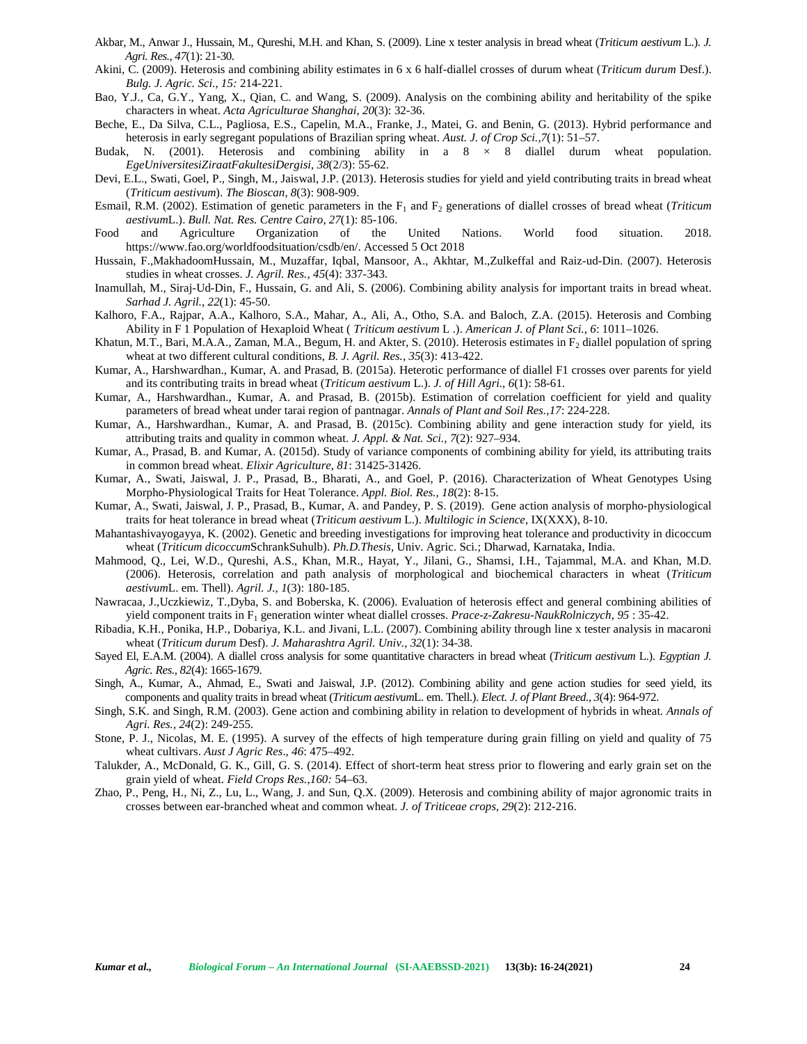Akbar, M., Anwar J., Hussain, M., Qureshi, M.H. and Khan, S. (2009). Line x tester analysis in bread wheat (*Triticum aestivum* L.). *J. Agri. Res., 47*(1): 21-30.

Akini, C. (2009). Heterosis and combining ability estimates in 6 x 6 half-diallel crosses of durum wheat (*Triticum durum* Desf.). *Bulg. J. Agric. Sci., 15:* 214-221.

Bao, Y.J., Ca, G.Y., Yang, X., Qian, C. and Wang, S. (2009). Analysis on the combining ability and heritability of the spike characters in wheat. *Acta Agriculturae Shanghai, 20*(3): 32-36.

Beche, E., Da Silva, C.L., Pagliosa, E.S., Capelin, M.A., Franke, J., Matei, G. and Benin, G. (2013). Hybrid performance and heterosis in early segregant populations of Brazilian spring wheat. *Aust. J. of Crop Sci.,7*(1): 51–57.

Budak, N. (2001). Heterosis and combining ability in a 8 × 8 diallel durum wheat population. *EgeUniversitesiZiraatFakultesiDergisi, 38*(2/3): 55-62.

Devi, E.L., Swati, Goel, P., Singh, M., Jaiswal, J.P. (2013). Heterosis studies for yield and yield contributing traits in bread wheat (*Triticum aestivum*). *The Bioscan, 8*(3): 908-909.

Esmail, R.M. (2002). Estimation of genetic parameters in the $F_1$ and $F_2$ generations of diallel crosses of bread wheat (*Triticum aestivum*L.). *Bull. Nat. Res. Centre Cairo, 27*(1): 85-106.

Food and Agriculture Organization of the United Nations. World food situation. 2018. https://www.fao.org/worldfoodsituation/csdb/en/. Accessed 5 Oct 2018

Hussain, F.,MakhadoomHussain, M., Muzaffar, Iqbal, Mansoor, A., Akhtar, M.,Zulkeffal and Raiz-ud-Din. (2007). Heterosis studies in wheat crosses. *J. Agril. Res., 45*(4): 337-343.

Inamullah, M., Siraj-Ud-Din, F., Hussain, G. and Ali, S. (2006). Combining ability analysis for important traits in bread wheat. *Sarhad J. Agril., 22*(1): 45-50.

Kalhoro, F.A., Rajpar, A.A., Kalhoro, S.A., Mahar, A., Ali, A., Otho, S.A. and Baloch, Z.A. (2015). Heterosis and Combing Ability in F 1 Population of Hexaploid Wheat ( *Triticum aestivum* L .). *American J. of Plant Sci., 6*: 1011–1026.

Khatun, M.T., Bari, M.A.A., Zaman, M.A., Begum, H. and Akter, S. (2010). Heterosis estimates in $F_2$ diallel population of spring wheat at two different cultural conditions, *B. J. Agril. Res., 35*(3): 413-422.

Kumar, A., Harshwardhan., Kumar, A. and Prasad, B. (2015a). Heterotic performance of diallel F1 crosses over parents for yield and its contributing traits in bread wheat (*Triticum aestivum* L.). *J. of Hill Agri., 6*(1): 58-61.

Kumar, A., Harshwardhan., Kumar, A. and Prasad, B. (2015b). Estimation of correlation coefficient for yield and quality parameters of bread wheat under tarai region of pantnagar. *Annals of Plant and Soil Res.,17*: 224-228.

Kumar, A., Harshwardhan., Kumar, A. and Prasad, B. (2015c). Combining ability and gene interaction study for yield, its attributing traits and quality in common wheat. *J. Appl. & Nat. Sci., 7*(2): 927–934.

Kumar, A., Prasad, B. and Kumar, A. (2015d). Study of variance components of combining ability for yield, its attributing traits in common bread wheat. *Elixir Agriculture, 81*: 31425-31426.

Kumar, A., Swati, Jaiswal, J. P., Prasad, B., Bharati, A., and Goel, P. (2016). Characterization of Wheat Genotypes Using Morpho-Physiological Traits for Heat Tolerance. *Appl. Biol. Res., 18*(2): 8-15.

Kumar, A., Swati, Jaiswal, J. P., Prasad, B., Kumar, A. and Pandey, P. S. (2019). Gene action analysis of morpho-physiological traits for heat tolerance in bread wheat (*Triticum aestivum* L.). *Multilogic in Science*, IX(XXX), 8-10.

Mahantashivayogayya, K. (2002). Genetic and breeding investigations for improving heat tolerance and productivity in dicoccum wheat (*Triticum dicoccum*SchrankSuhulb). *Ph.D.Thesis*, Univ. Agric. Sci.; Dharwad, Karnataka, India.

Mahmood, Q., Lei, W.D., Qureshi, A.S., Khan, M.R., Hayat, Y., Jilani, G., Shamsi, I.H., Tajammal, M.A. and Khan, M.D. (2006). Heterosis, correlation and path analysis of morphological and biochemical characters in wheat (*Triticum aestivum*L. em. Thell). *Agril. J., 1*(3): 180-185.

Nawracaa, J.,Uczkiewiz, T.,Dyba, S. and Boberska, K. (2006). Evaluation of heterosis effect and general combining abilities of yield component traits in $F_1$ generation winter wheat diallel crosses. *Prace-z-Zakresu-NaukRolniczych, 95* : 35-42.

Ribadia, K.H., Ponika, H.P., Dobariya, K.L. and Jivani, L.L. (2007). Combining ability through line x tester analysis in macaroni wheat (*Triticum durum* Desf). *J. Maharashtra Agril. Univ., 32*(1): 34-38.

Sayed El, E.A.M. (2004). A diallel cross analysis for some quantitative characters in bread wheat (*Triticum aestivum* L.). *Egyptian J. Agric. Res., 82*(4): 1665-1679.

Singh, A., Kumar, A., Ahmad, E., Swati and Jaiswal, J.P. (2012). Combining ability and gene action studies for seed yield, its components and quality traits in bread wheat (*Triticum aestivum*L. em. Thell.). *Elect. J. of Plant Breed., 3*(4): 964-972.

Singh, S.K. and Singh, R.M. (2003). Gene action and combining ability in relation to development of hybrids in wheat. *Annals of Agri. Res., 24*(2): 249-255.

Stone, P. J., Nicolas, M. E. (1995). A survey of the effects of high temperature during grain filling on yield and quality of 75 wheat cultivars. *Aust J Agric Res*., *46*: 475–492.

Talukder, A., McDonald, G. K., Gill, G. S. (2014). Effect of short-term heat stress prior to flowering and early grain set on the grain yield of wheat. *Field Crops Res.,160:* 54–63.

Zhao, P., Peng, H., Ni, Z., Lu, L., Wang, J. and Sun, Q.X. (2009). Heterosis and combining ability of major agronomic traits in crosses between ear-branched wheat and common wheat. *J. of Triticeae crops, 29*(2): 212-216.